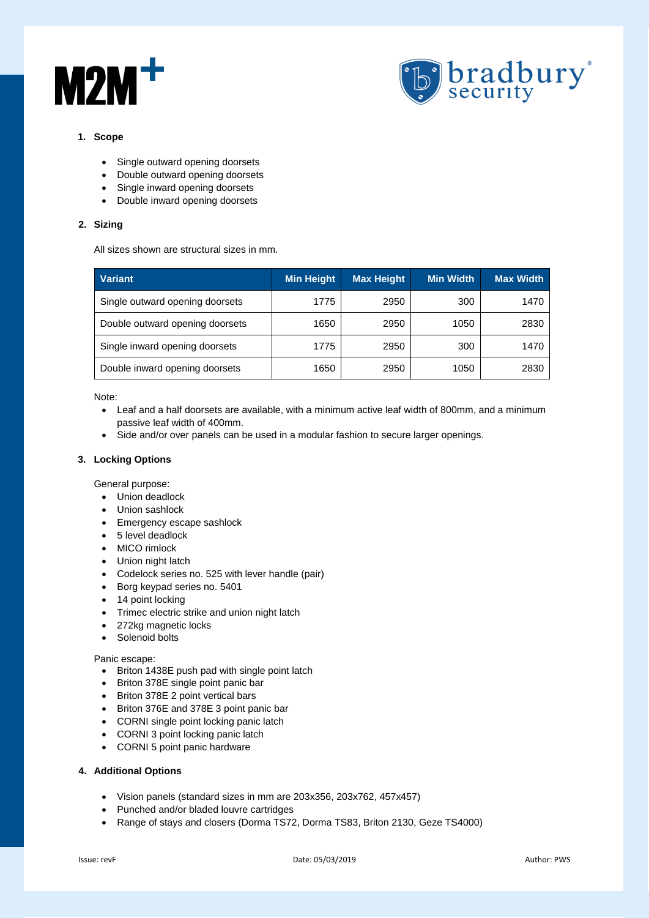M2M+

bradbury security

## 1. Scope

- Single outward opening doorsets
- Double outward opening doorsets
- Single inward opening doorsets
- Double inward opening doorsets

## 2. Sizing

All sizes shown are structural sizes in mm.

| Variant | Min Height | Max Height | Min Width | Max Width |
|---|---|---|---|---|
| Single outward opening doorsets | 1775 | 2950 | 300 | 1470 |
| Double outward opening doorsets | 1650 | 2950 | 1050 | 2830 |
| Single inward opening doorsets | 1775 | 2950 | 300 | 1470 |
| Double inward opening doorsets | 1650 | 2950 | 1050 | 2830 |

Note:

- Leaf and a half doorsets are available, with a minimum active leaf width of 800mm, and a minimum passive leaf width of 400mm.
- Side and/or over panels can be used in a modular fashion to secure larger openings.

## 3. Locking Options

General purpose:

- Union deadlock
- Union sashlock
- Emergency escape sashlock
- 5 level deadlock
- MICO rimlock
- Union night latch
- Codelock series no. 525 with lever handle (pair)
- Borg keypad series no. 5401
- 14 point locking
- Trimec electric strike and union night latch
- 272kg magnetic locks
- Solenoid bolts

Panic escape:

- Briton 1438E push pad with single point latch
- Briton 378E single point panic bar
- Briton 378E 2 point vertical bars
- Briton 376E and 378E 3 point panic bar
- CORNI single point locking panic latch
- CORNI 3 point locking panic latch
- CORNI 5 point panic hardware

## 4. Additional Options

- Vision panels (standard sizes in mm are 203x356, 203x762, 457x457)
- Punched and/or bladed louvre cartridges
- Range of stays and closers (Dorma TS72, Dorma TS83, Briton 2130, Geze TS4000)

Issue: revF Date: 05/03/2019 Author: PWS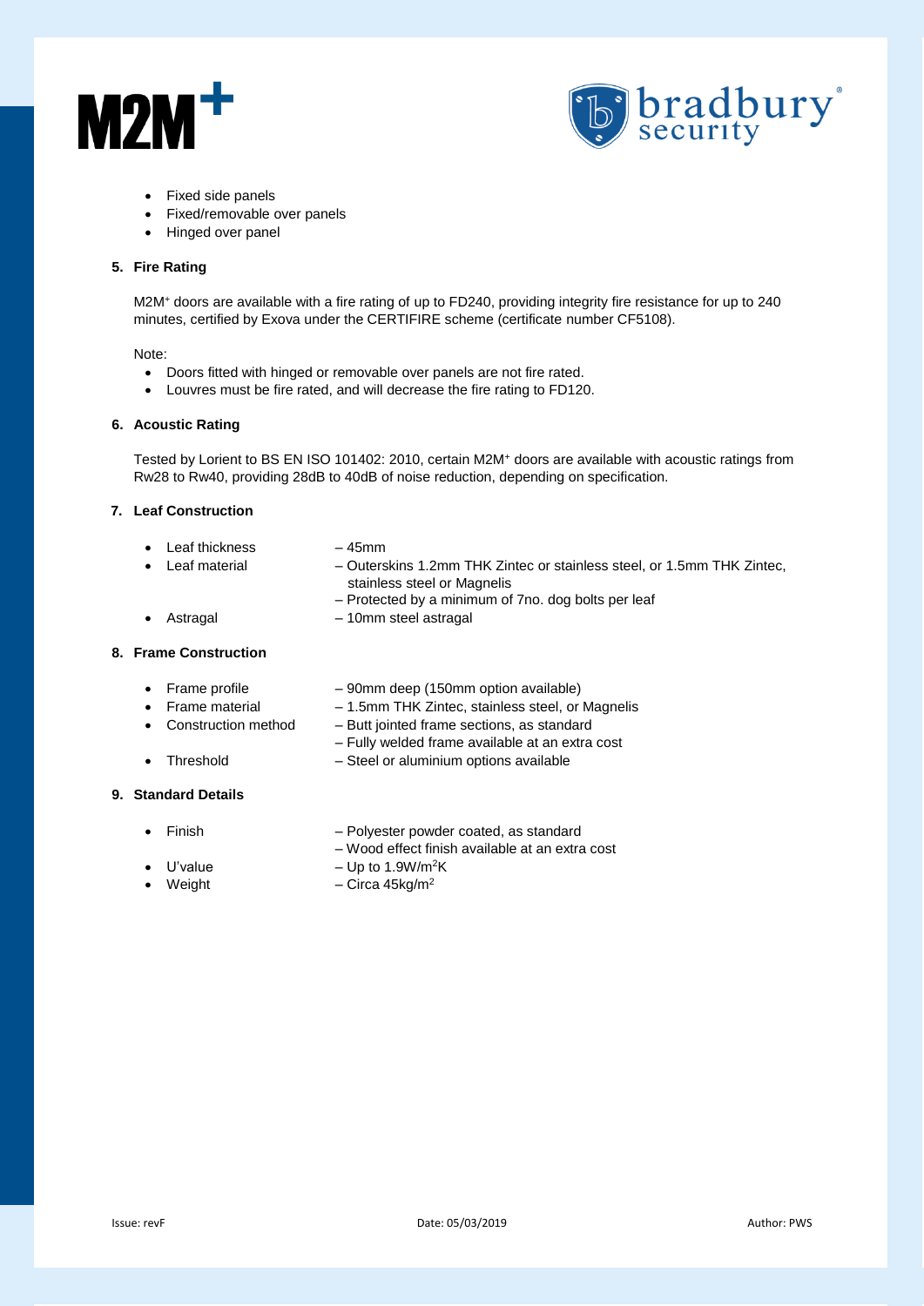- Fixed side panels
- Fixed/removable over panels
- Hinged over panel

**5. Fire Rating**

M2M+ doors are available with a fire rating of up to FD240, providing integrity fire resistance for up to 240 minutes, certified by Exova under the CERTIFIRE scheme (certificate number CF5108).

Note:

- Doors fitted with hinged or removable over panels are not fire rated.
- Louvres must be fire rated, and will decrease the fire rating to FD120.

**6. Acoustic Rating**

Tested by Lorient to BS EN ISO 101402: 2010, certain M2M+ doors are available with acoustic ratings from Rw28 to Rw40, providing 28dB to 40dB of noise reduction, depending on specification.

**7. Leaf Construction**

- Leaf thickness – 45mm
- Leaf material – Outerskins 1.2mm THK Zintec or stainless steel, or 1.5mm THK Zintec, stainless steel or Magnelis
  – Protected by a minimum of 7no. dog bolts per leaf
- Astragal – 10mm steel astragal

**8. Frame Construction**

- Frame profile – 90mm deep (150mm option available)
- Frame material – 1.5mm THK Zintec, stainless steel, or Magnelis
- Construction method – Butt jointed frame sections, as standard
  – Fully welded frame available at an extra cost
- Threshold – Steel or aluminium options available

**9. Standard Details**

- Finish – Polyester powder coated, as standard
  – Wood effect finish available at an extra cost
- U'value – Up to 1.9W/m$^2$K
- Weight – Circa 45kg/m$^2$

Issue: revF Date: 05/03/2019 Author: PWS